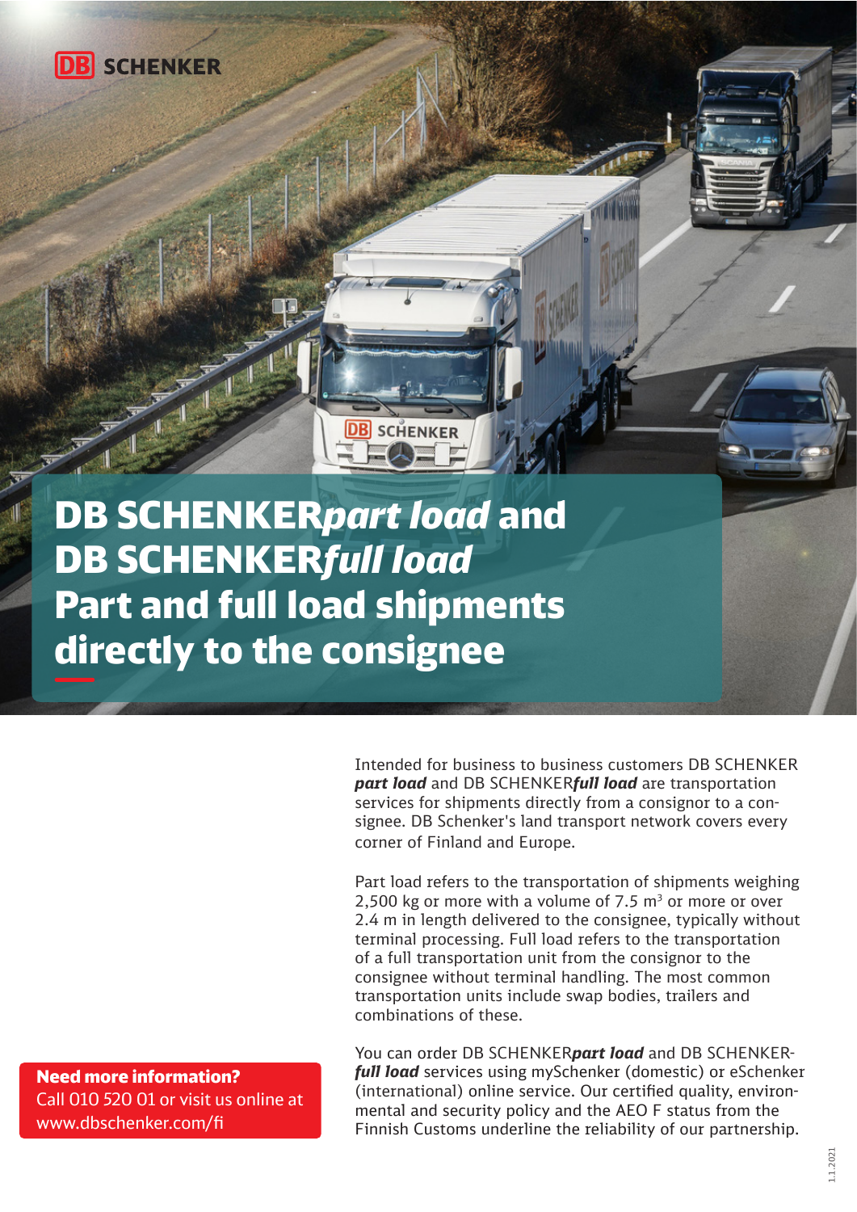DB SCHENKER

# DB SCHENKER*part load* and DB SCHENKER*full load* Part and full load shipments directly to the consignee

Intended for business to business customers DB SCHENKER ***part load*** and DB SCHENKER***full load*** are transportation services for shipments directly from a consignor to a consignee. DB Schenker's land transport network covers every corner of Finland and Europe.

Part load refers to the transportation of shipments weighing 2,500 kg or more with a volume of 7.5 $m^3$ or more or over 2.4 m in length delivered to the consignee, typically without terminal processing. Full load refers to the transportation of a full transportation unit from the consignor to the consignee without terminal handling. The most common transportation units include swap bodies, trailers and combinations of these.

You can order DB SCHENKER***part load*** and DB SCHENKER***full load*** services using mySchenker (domestic) or eSchenker (international) online service. Our certified quality, environmental and security policy and the AEO F status from the Finnish Customs underline the reliability of our partnership.

**Need more information?**
Call 010 520 01 or visit us online at www.dbschenker.com/fi

1.1.2021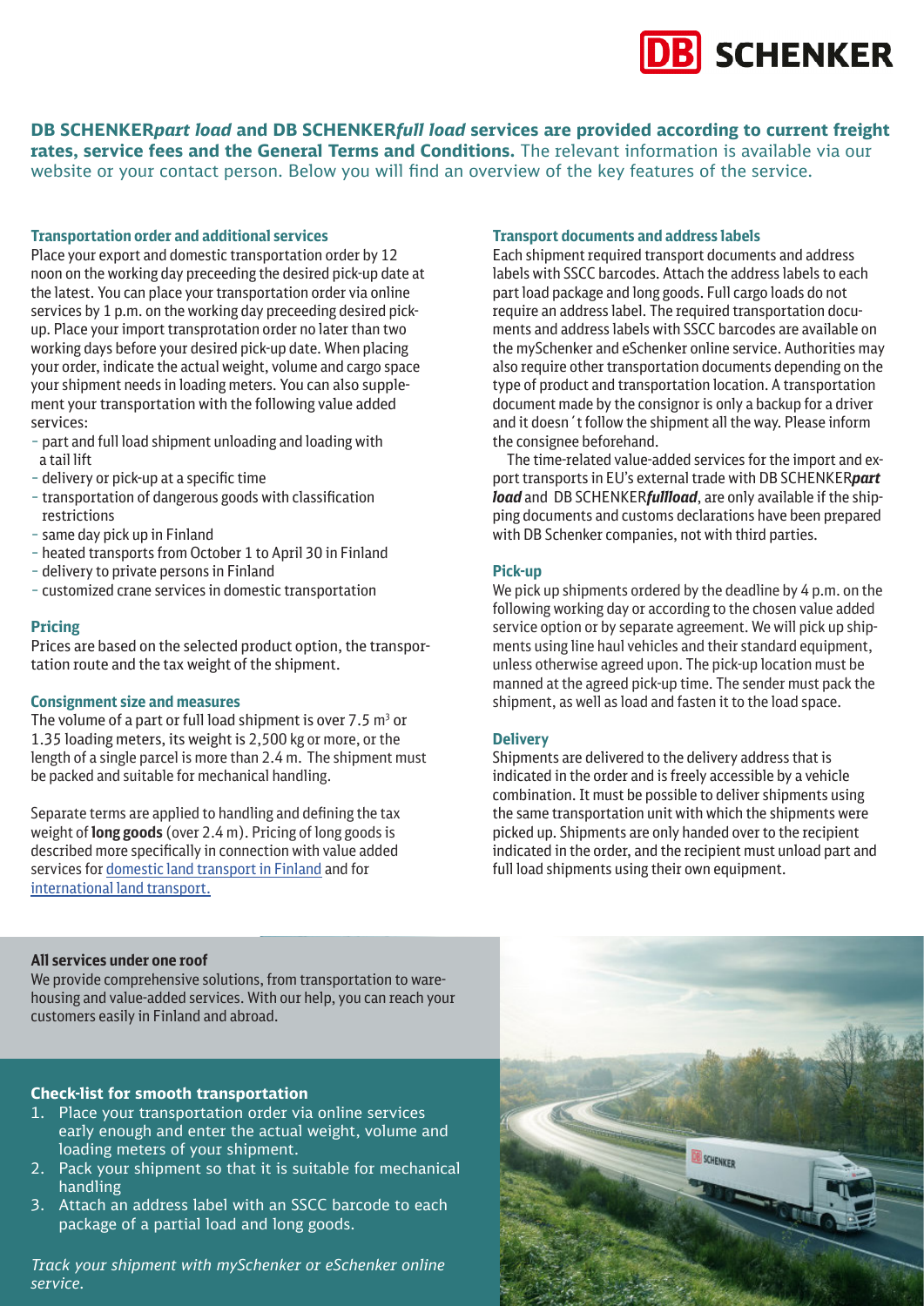**DB SCHENKER*part load* and DB SCHENKER*full load* services are provided according to current freight rates, service fees and the General Terms and Conditions.** The relevant information is available via our website or your contact person. Below you will find an overview of the key features of the service.

### Transportation order and additional services

Place your export and domestic transportation order by 12 noon on the working day preceeding the desired pick-up date at the latest. You can place your transportation order via online services by 1 p.m. on the working day preceeding desired pick-up. Place your import transprotation order no later than two working days before your desired pick-up date. When placing your order, indicate the actual weight, volume and cargo space your shipment needs in loading meters. You can also supplement your transportation with the following value added services:

- part and full load shipment unloading and loading with a tail lift
- delivery or pick-up at a specific time
- transportation of dangerous goods with classification restrictions
- same day pick up in Finland
- heated transports from October 1 to April 30 in Finland
- delivery to private persons in Finland
- customized crane services in domestic transportation

### Pricing

Prices are based on the selected product option, the transportation route and the tax weight of the shipment.

### Consignment size and measures

The volume of a part or full load shipment is over 7.5 $m^3$ or 1.35 loading meters, its weight is 2,500 kg or more, or the length of a single parcel is more than 2.4 m. The shipment must be packed and suitable for mechanical handling.

Separate terms are applied to handling and defining the tax weight of **long goods** (over 2.4 m). Pricing of long goods is described more specifically in connection with value added services for domestic land transport in Finland and for international land transport.

### Transport documents and address labels

Each shipment required transport documents and address labels with SSCC barcodes. Attach the address labels to each part load package and long goods. Full cargo loads do not require an address label. The required transportation documents and address labels with SSCC barcodes are available on the mySchenker and eSchenker online service. Authorities may also require other transportation documents depending on the type of product and transportation location. A transportation document made by the consignor is only a backup for a driver and it doesn´t follow the shipment all the way. Please inform the consignee beforehand.

The time-related value-added services for the import and export transports in EU's external trade with DB SCHENKER***part load*** and DB SCHENKER***fullload***, are only available if the shipping documents and customs declarations have been prepared with DB Schenker companies, not with third parties.

### Pick-up

We pick up shipments ordered by the deadline by 4 p.m. on the following working day or according to the chosen value added service option or by separate agreement. We will pick up shipments using line haul vehicles and their standard equipment, unless otherwise agreed upon. The pick-up location must be manned at the agreed pick-up time. The sender must pack the shipment, as well as load and fasten it to the load space.

### Delivery

Shipments are delivered to the delivery address that is indicated in the order and is freely accessible by a vehicle combination. It must be possible to deliver shipments using the same transportation unit with which the shipments were picked up. Shipments are only handed over to the recipient indicated in the order, and the recipient must unload part and full load shipments using their own equipment.

### All services under one roof

We provide comprehensive solutions, from transportation to warehousing and value-added services. With our help, you can reach your customers easily in Finland and abroad.

### Check-list for smooth transportation

1. Place your transportation order via online services early enough and enter the actual weight, volume and loading meters of your shipment.
2. Pack your shipment so that it is suitable for mechanical handling
3. Attach an address label with an SSCC barcode to each package of a partial load and long goods.

*Track your shipment with mySchenker or eSchenker online service.*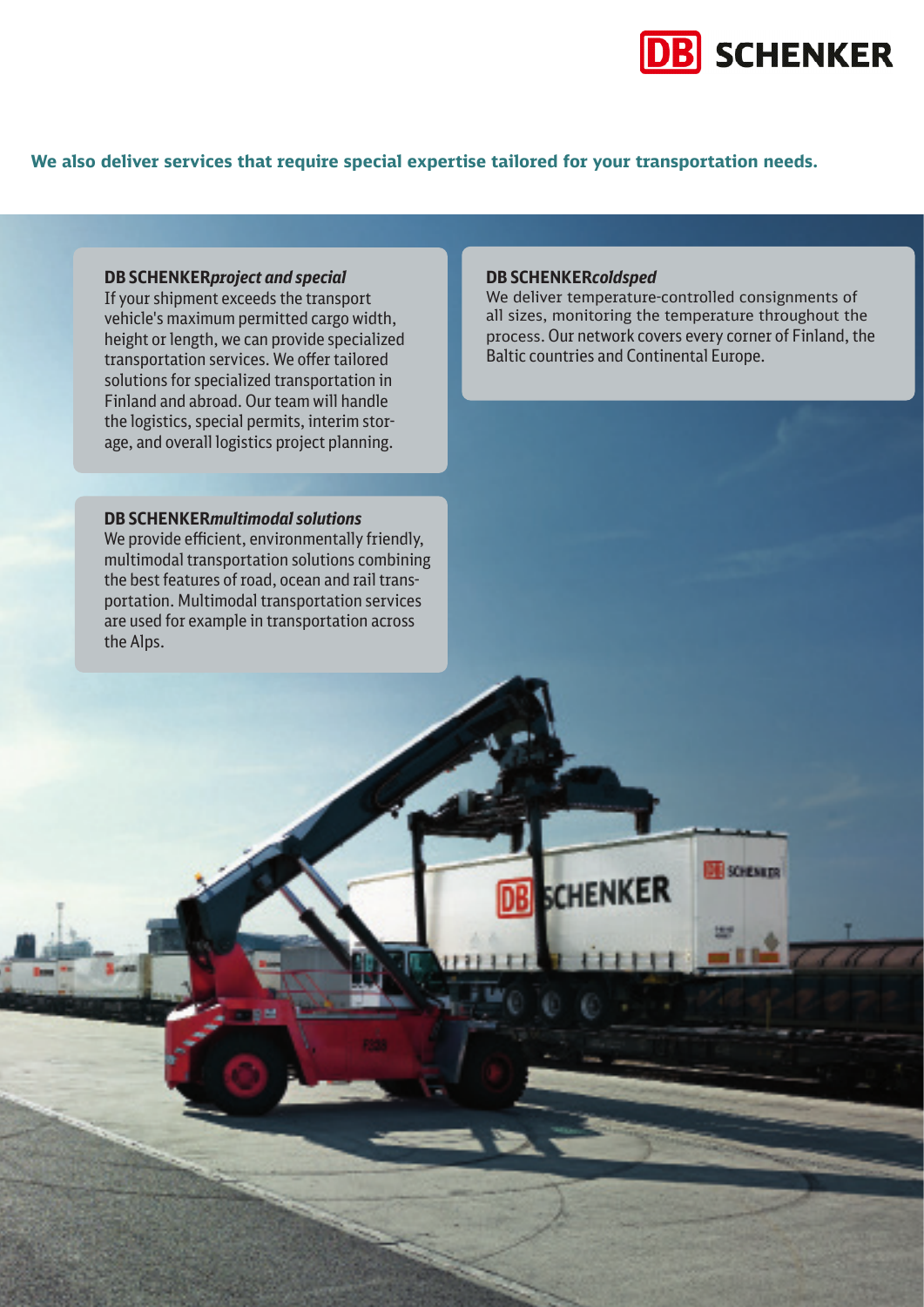We also deliver services that require special expertise tailored for your transportation needs.

### DB SCHENKER*project and special*

If your shipment exceeds the transport vehicle's maximum permitted cargo width, height or length, we can provide specialized transportation services. We offer tailored solutions for specialized transportation in Finland and abroad. Our team will handle the logistics, special permits, interim storage, and overall logistics project planning.

### DB SCHENKER*coldsped*

We deliver temperature-controlled consignments of all sizes, monitoring the temperature throughout the process. Our network covers every corner of Finland, the Baltic countries and Continental Europe.

### DB SCHENKER*multimodal solutions*

We provide efficient, environmentally friendly, multimodal transportation solutions combining the best features of road, ocean and rail transportation. Multimodal transportation services are used for example in transportation across the Alps.